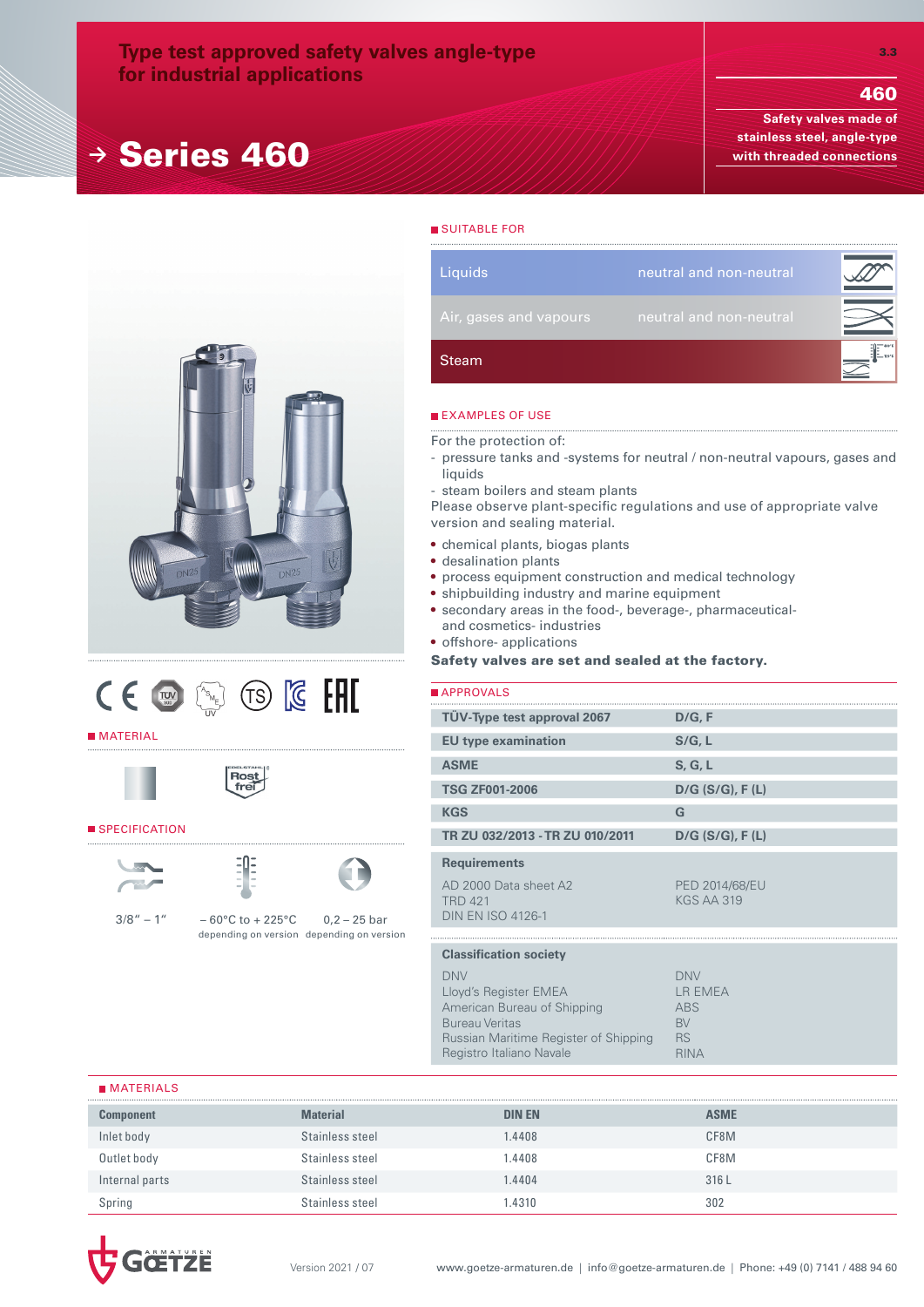# Type test approved safety valves angle-type for industrial applications

# → Series 460

3.3

**460**

**Safety valves made of stainless steel, angle-type with threaded connections**

## SUITABLE FOR

| | |
|---|---|
| Liquids | neutral and non-neutral |
| Air, gases and vapours | neutral and non-neutral |
| Steam | |

## EXAMPLES OF USE

For the protection of:
- pressure tanks and -systems for neutral / non-neutral vapours, gases and liquids
- steam boilers and steam plants

Please observe plant-specific regulations and use of appropriate valve version and sealing material.

- chemical plants, biogas plants
- desalination plants
- process equipment construction and medical technology
- shipbuilding industry and marine equipment
- secondary areas in the food-, beverage-, pharmaceutical- and cosmetics- industries
- offshore- applications

**Safety valves are set and sealed at the factory.**

## APPROVALS

| | |
|---|---|
| **TÜV-Type test approval 2067** | **D/G, F** |
| **EU type examination** | **S/G, L** |
| **ASME** | **S, G, L** |
| **TSG ZF001-2006** | **D/G (S/G), F (L)** |
| **KGS** | **G** |
| **TR ZU 032/2013 - TR ZU 010/2011** | **D/G (S/G), F (L)** |

**Requirements**

| | |
|---|---|
| AD 2000 Data sheet A2 | PED 2014/68/EU |
| TRD 421 | KGS AA 319 |
| DIN EN ISO 4126-1 | |

**Classification society**

| | |
|---|---|
| DNV | DNV |
| Lloyd's Register EMEA | LR EMEA |
| American Bureau of Shipping | ABS |
| Bureau Veritas | BV |
| Russian Maritime Register of Shipping | RS |
| Registro Italiano Navale | RINA |

## MATERIAL

Rost frei

## SPECIFICATION

| Connection | Temperature | Pressure |
|---|---|---|
| 3/8" – 1" | – 60°C to + 225°C depending on version | 0,2 – 25 bar depending on version |

## MATERIALS

| Component | Material | DIN EN | ASME |
|---|---|---|---|
| Inlet body | Stainless steel | 1.4408 | CF8M |
| Outlet body | Stainless steel | 1.4408 | CF8M |
| Internal parts | Stainless steel | 1.4404 | 316 L |
| Spring | Stainless steel | 1.4310 | 302 |

Version 2021 / 07

www.goetze-armaturen.de | info@goetze-armaturen.de | Phone: +49 (0) 7141 / 488 94 60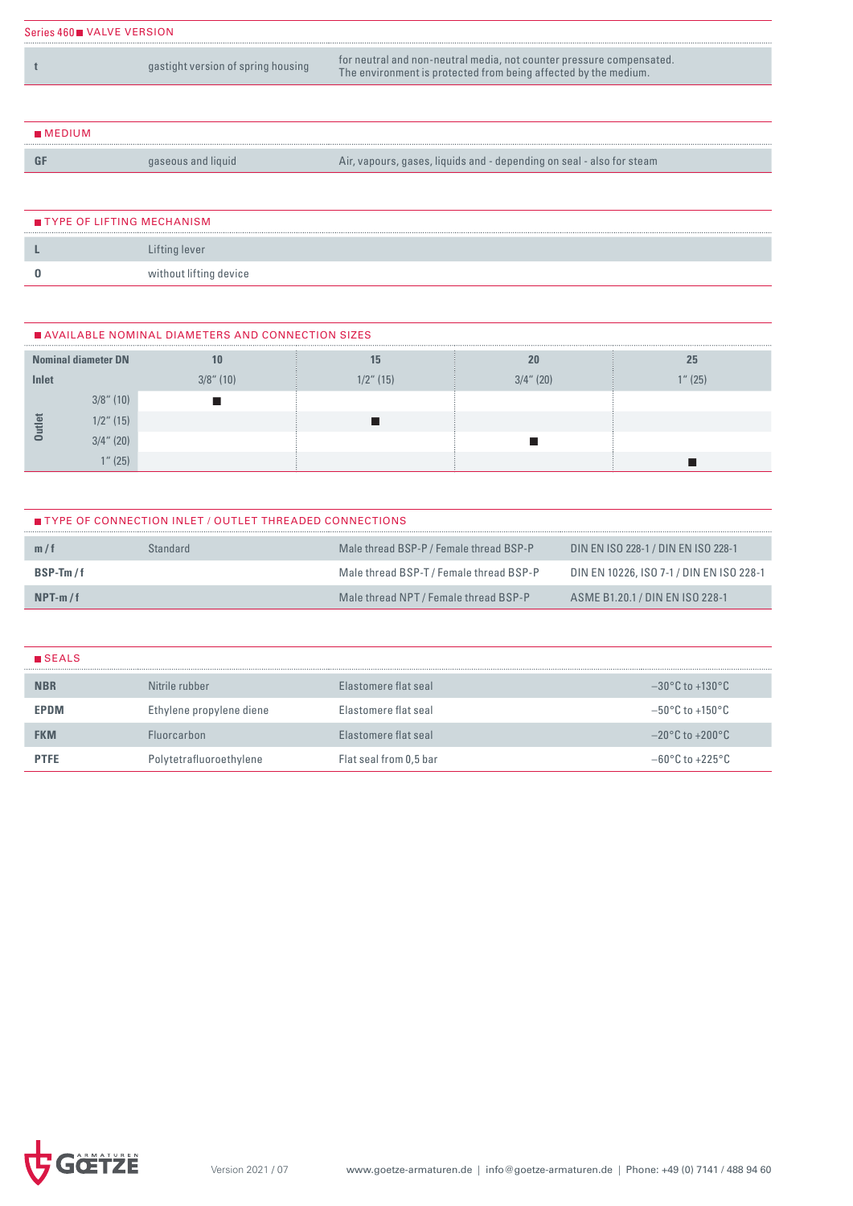## Series 460 ■ VALVE VERSION

| | | |
|---|---|---|
| t | gastight version of spring housing | for neutral and non-neutral media, not counter pressure compensated. The environment is protected from being affected by the medium. |

## ■ MEDIUM

| | | |
|---|---|---|
| GF | gaseous and liquid | Air, vapours, gases, liquids and - depending on seal - also for steam |

## ■ TYPE OF LIFTING MECHANISM

| | |
|---|---|
| L | Lifting lever |
| 0 | without lifting device |

## ■ AVAILABLE NOMINAL DIAMETERS AND CONNECTION SIZES

| Nominal diameter DN | | 10 | 15 | 20 | 25 |
|---|---|---|---|---|---|
| Inlet | | 3/8" (10) | 1/2" (15) | 3/4" (20) | 1" (25) |
| Outlet | 3/8" (10) | ■ | | | |
| | 1/2" (15) | | ■ | | |
| | 3/4" (20) | | | ■ | |
| | 1" (25) | | | | ■ |

## ■ TYPE OF CONNECTION INLET / OUTLET THREADED CONNECTIONS

| | | | |
|---|---|---|---|
| m / f | Standard | Male thread BSP-P / Female thread BSP-P | DIN EN ISO 228-1 / DIN EN ISO 228-1 |
| BSP-Tm / f | | Male thread BSP-T / Female thread BSP-P | DIN EN 10226, ISO 7-1 / DIN EN ISO 228-1 |
| NPT-m / f | | Male thread NPT / Female thread BSP-P | ASME B1.20.1 / DIN EN ISO 228-1 |

## ■ SEALS

| | | | |
|---|---|---|---|
| NBR | Nitrile rubber | Elastomere flat seal | −30°C to +130°C |
| EPDM | Ethylene propylene diene | Elastomere flat seal | −50°C to +150°C |
| FKM | Fluorcarbon | Elastomere flat seal | −20°C to +200°C |
| PTFE | Polytetrafluoroethylene | Flat seal from 0,5 bar | −60°C to +225°C |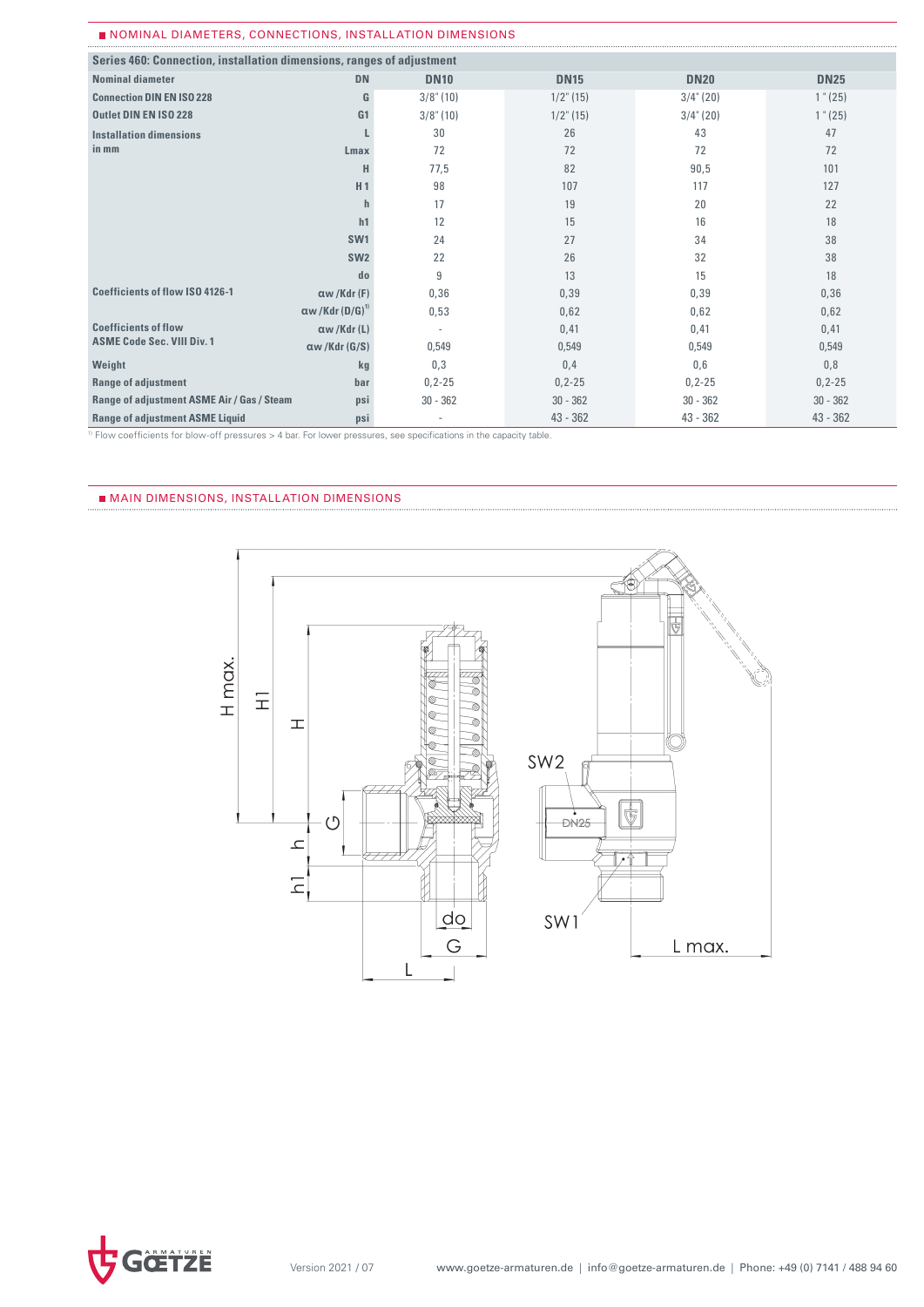## NOMINAL DIAMETERS, CONNECTIONS, INSTALLATION DIMENSIONS

| Series 460: Connection, installation dimensions, ranges of adjustment | | | | | |
|---|---|---|---|---|---|
| **Nominal diameter** | **DN** | **DN10** | **DN15** | **DN20** | **DN25** |
| **Connection DIN EN ISO 228** | **G** | 3/8" (10) | 1/2" (15) | 3/4" (20) | 1 " (25) |
| **Outlet DIN EN ISO 228** | **G1** | 3/8" (10) | 1/2" (15) | 3/4" (20) | 1 " (25) |
| **Installation dimensions in mm** | **L** | 30 | 26 | 43 | 47 |
| | **Lmax** | 72 | 72 | 72 | 72 |
| | **H** | 77,5 | 82 | 90,5 | 101 |
| | **H 1** | 98 | 107 | 117 | 127 |
| | **h** | 17 | 19 | 20 | 22 |
| | **h1** | 12 | 15 | 16 | 18 |
| | **SW1** | 24 | 27 | 34 | 38 |
| | **SW2** | 22 | 26 | 32 | 38 |
| | **do** | 9 | 13 | 15 | 18 |
| **Coefficients of flow ISO 4126-1** | **αw /Kdr (F)** | 0,36 | 0,39 | 0,39 | 0,36 |
| | **αw /Kdr (D/G)[1]** | 0,53 | 0,62 | 0,62 | 0,62 |
| **Coefficients of flow ASME Code Sec. VIII Div. 1** | **αw /Kdr (L)** | - | 0,41 | 0,41 | 0,41 |
| | **αw /Kdr (G/S)** | 0,549 | 0,549 | 0,549 | 0,549 |
| **Weight** | **kg** | 0,3 | 0,4 | 0,6 | 0,8 |
| **Range of adjustment** | **bar** | 0,2-25 | 0,2-25 | 0,2-25 | 0,2-25 |
| **Range of adjustment ASME Air / Gas / Steam** | **psi** | 30 - 362 | 30 - 362 | 30 - 362 | 30 - 362 |
| **Range of adjustment ASME Liquid** | **psi** | - | 43 - 362 | 43 - 362 | 43 - 362 |

[1] Flow coefficients for blow-off pressures > 4 bar. For lower pressures, see specifications in the capacity table.

## MAIN DIMENSIONS, INSTALLATION DIMENSIONS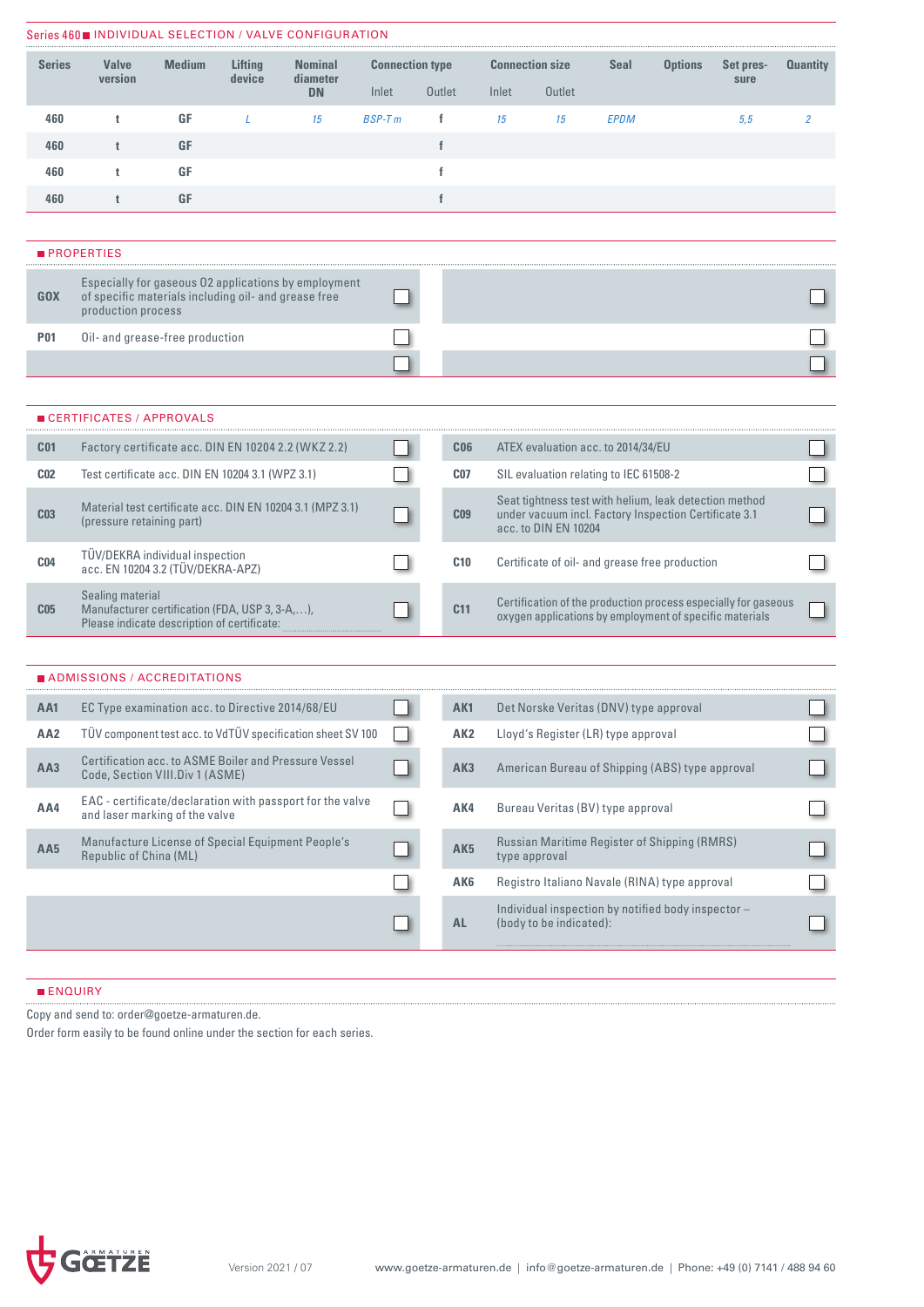## Series 460 ■ INDIVIDUAL SELECTION / VALVE CONFIGURATION

| Series | Valve version | Medium | Lifting device | Nominal diameter DN | Connection type | | Connection size | | Seal | Options | Set pressure | Quantity |
|---|---|---|---|---|---|---|---|---|---|---|---|---|
| | | | | | Inlet | Outlet | Inlet | Outlet | | | | |
| 460 | t | GF | *L* | *15* | *BSP-T m* | f | *15* | *15* | *EPDM* | | *5,5* | *2* |
| 460 | t | GF | | | | f | | | | | | |
| 460 | t | GF | | | | f | | | | | | |
| 460 | t | GF | | | | f | | | | | | |

## ■ PROPERTIES

| Code | Description | ☐ |
|---|---|---|
| GOX | Especially for gaseous O2 applications by employment of specific materials including oil- and grease free production process | ☐ |
| P01 | Oil- and grease-free production | ☐ |
| | | ☐ |
| | | ☐ |
| | | ☐ |
| | | ☐ |

## ■ CERTIFICATES / APPROVALS

| Code | Description | ☐ |
|---|---|---|
| C01 | Factory certificate acc. DIN EN 10204 2.2 (WKZ 2.2) | ☐ |
| C02 | Test certificate acc. DIN EN 10204 3.1 (WPZ 3.1) | ☐ |
| C03 | Material test certificate acc. DIN EN 10204 3.1 (MPZ 3.1) (pressure retaining part) | ☐ |
| C04 | TÜV/DEKRA individual inspection acc. EN 10204 3.2 (TÜV/DEKRA-APZ) | ☐ |
| C05 | Sealing material Manufacturer certification (FDA, USP 3, 3-A,…), Please indicate description of certificate: | ☐ |
| C06 | ATEX evaluation acc. to 2014/34/EU | ☐ |
| C07 | SIL evaluation relating to IEC 61508-2 | ☐ |
| C09 | Seat tightness test with helium, leak detection method under vacuum incl. Factory Inspection Certificate 3.1 acc. to DIN EN 10204 | ☐ |
| C10 | Certificate of oil- and grease free production | ☐ |
| C11 | Certification of the production process especially for gaseous oxygen applications by employment of specific materials | ☐ |

## ■ ADMISSIONS / ACCREDITATIONS

| Code | Description | ☐ |
|---|---|---|
| AA1 | EC Type examination acc. to Directive 2014/68/EU | ☐ |
| AA2 | TÜV component test acc. to VdTÜV specification sheet SV 100 | ☐ |
| AA3 | Certification acc. to ASME Boiler and Pressure Vessel Code, Section VIII.Div 1 (ASME) | ☐ |
| AA4 | EAC - certificate/declaration with passport for the valve and laser marking of the valve | ☐ |
| AA5 | Manufacture License of Special Equipment People's Republic of China (ML) | ☐ |
| | | ☐ |
| | | ☐ |
| AK1 | Det Norske Veritas (DNV) type approval | ☐ |
| AK2 | Lloyd's Register (LR) type approval | ☐ |
| AK3 | American Bureau of Shipping (ABS) type approval | ☐ |
| AK4 | Bureau Veritas (BV) type approval | ☐ |
| AK5 | Russian Maritime Register of Shipping (RMRS) type approval | ☐ |
| AK6 | Registro Italiano Navale (RINA) type approval | ☐ |
| AL | Individual inspection by notified body inspector – (body to be indicated): | ☐ |

## ■ ENQUIRY

Copy and send to: order@goetze-armaturen.de.

Order form easily to be found online under the section for each series.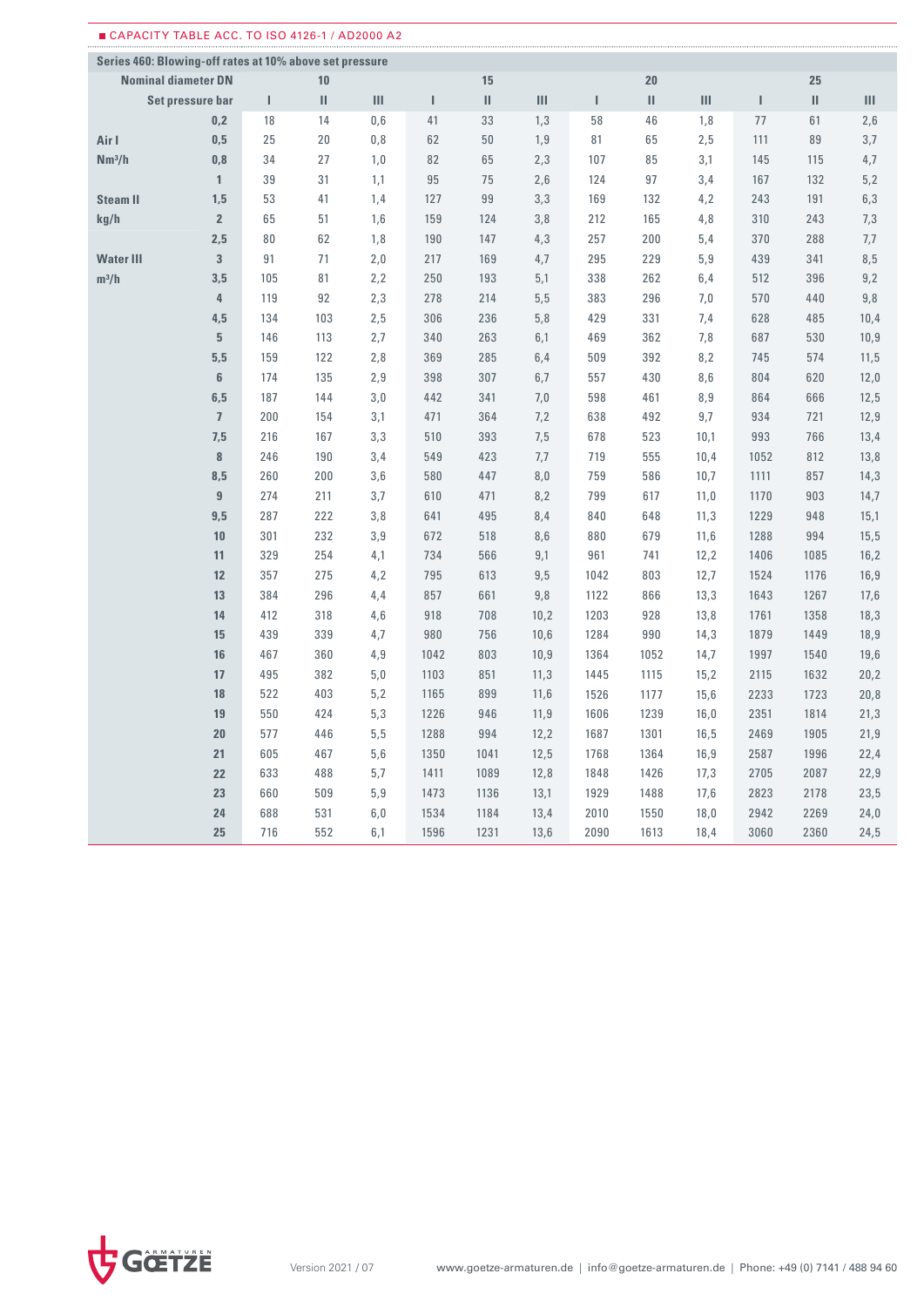■ CAPACITY TABLE ACC. TO ISO 4126-1 / AD2000 A2

**Series 460: Blowing-off rates at 10% above set pressure**

| Nominal diameter DN | | 10 | | | 15 | | | 20 | | | 25 | | |
|---|---|---|---|---|---|---|---|---|---|---|---|---|---|
| | Set pressure bar | I | II | III | I | II | III | I | II | III | I | II | III |
| | 0,2 | 18 | 14 | 0,6 | 41 | 33 | 1,3 | 58 | 46 | 1,8 | 77 | 61 | 2,6 |
| Air I | 0,5 | 25 | 20 | 0,8 | 62 | 50 | 1,9 | 81 | 65 | 2,5 | 111 | 89 | 3,7 |
| Nm³/h | 0,8 | 34 | 27 | 1,0 | 82 | 65 | 2,3 | 107 | 85 | 3,1 | 145 | 115 | 4,7 |
| | 1 | 39 | 31 | 1,1 | 95 | 75 | 2,6 | 124 | 97 | 3,4 | 167 | 132 | 5,2 |
| Steam II | 1,5 | 53 | 41 | 1,4 | 127 | 99 | 3,3 | 169 | 132 | 4,2 | 243 | 191 | 6,3 |
| kg/h | 2 | 65 | 51 | 1,6 | 159 | 124 | 3,8 | 212 | 165 | 4,8 | 310 | 243 | 7,3 |
| | 2,5 | 80 | 62 | 1,8 | 190 | 147 | 4,3 | 257 | 200 | 5,4 | 370 | 288 | 7,7 |
| Water III | 3 | 91 | 71 | 2,0 | 217 | 169 | 4,7 | 295 | 229 | 5,9 | 439 | 341 | 8,5 |
| m³/h | 3,5 | 105 | 81 | 2,2 | 250 | 193 | 5,1 | 338 | 262 | 6,4 | 512 | 396 | 9,2 |
| | 4 | 119 | 92 | 2,3 | 278 | 214 | 5,5 | 383 | 296 | 7,0 | 570 | 440 | 9,8 |
| | 4,5 | 134 | 103 | 2,5 | 306 | 236 | 5,8 | 429 | 331 | 7,4 | 628 | 485 | 10,4 |
| | 5 | 146 | 113 | 2,7 | 340 | 263 | 6,1 | 469 | 362 | 7,8 | 687 | 530 | 10,9 |
| | 5,5 | 159 | 122 | 2,8 | 369 | 285 | 6,4 | 509 | 392 | 8,2 | 745 | 574 | 11,5 |
| | 6 | 174 | 135 | 2,9 | 398 | 307 | 6,7 | 557 | 430 | 8,6 | 804 | 620 | 12,0 |
| | 6,5 | 187 | 144 | 3,0 | 442 | 341 | 7,0 | 598 | 461 | 8,9 | 864 | 666 | 12,5 |
| | 7 | 200 | 154 | 3,1 | 471 | 364 | 7,2 | 638 | 492 | 9,7 | 934 | 721 | 12,9 |
| | 7,5 | 216 | 167 | 3,3 | 510 | 393 | 7,5 | 678 | 523 | 10,1 | 993 | 766 | 13,4 |
| | 8 | 246 | 190 | 3,4 | 549 | 423 | 7,7 | 719 | 555 | 10,4 | 1052 | 812 | 13,8 |
| | 8,5 | 260 | 200 | 3,6 | 580 | 447 | 8,0 | 759 | 586 | 10,7 | 1111 | 857 | 14,3 |
| | 9 | 274 | 211 | 3,7 | 610 | 471 | 8,2 | 799 | 617 | 11,0 | 1170 | 903 | 14,7 |
| | 9,5 | 287 | 222 | 3,8 | 641 | 495 | 8,4 | 840 | 648 | 11,3 | 1229 | 948 | 15,1 |
| | 10 | 301 | 232 | 3,9 | 672 | 518 | 8,6 | 880 | 679 | 11,6 | 1288 | 994 | 15,5 |
| | 11 | 329 | 254 | 4,1 | 734 | 566 | 9,1 | 961 | 741 | 12,2 | 1406 | 1085 | 16,2 |
| | 12 | 357 | 275 | 4,2 | 795 | 613 | 9,5 | 1042 | 803 | 12,7 | 1524 | 1176 | 16,9 |
| | 13 | 384 | 296 | 4,4 | 857 | 661 | 9,8 | 1122 | 866 | 13,3 | 1643 | 1267 | 17,6 |
| | 14 | 412 | 318 | 4,6 | 918 | 708 | 10,2 | 1203 | 928 | 13,8 | 1761 | 1358 | 18,3 |
| | 15 | 439 | 339 | 4,7 | 980 | 756 | 10,6 | 1284 | 990 | 14,3 | 1879 | 1449 | 18,9 |
| | 16 | 467 | 360 | 4,9 | 1042 | 803 | 10,9 | 1364 | 1052 | 14,7 | 1997 | 1540 | 19,6 |
| | 17 | 495 | 382 | 5,0 | 1103 | 851 | 11,3 | 1445 | 1115 | 15,2 | 2115 | 1632 | 20,2 |
| | 18 | 522 | 403 | 5,2 | 1165 | 899 | 11,6 | 1526 | 1177 | 15,6 | 2233 | 1723 | 20,8 |
| | 19 | 550 | 424 | 5,3 | 1226 | 946 | 11,9 | 1606 | 1239 | 16,0 | 2351 | 1814 | 21,3 |
| | 20 | 577 | 446 | 5,5 | 1288 | 994 | 12,2 | 1687 | 1301 | 16,5 | 2469 | 1905 | 21,9 |
| | 21 | 605 | 467 | 5,6 | 1350 | 1041 | 12,5 | 1768 | 1364 | 16,9 | 2587 | 1996 | 22,4 |
| | 22 | 633 | 488 | 5,7 | 1411 | 1089 | 12,8 | 1848 | 1426 | 17,3 | 2705 | 2087 | 22,9 |
| | 23 | 660 | 509 | 5,9 | 1473 | 1136 | 13,1 | 1929 | 1488 | 17,6 | 2823 | 2178 | 23,5 |
| | 24 | 688 | 531 | 6,0 | 1534 | 1184 | 13,4 | 2010 | 1550 | 18,0 | 2942 | 2269 | 24,0 |
| | 25 | 716 | 552 | 6,1 | 1596 | 1231 | 13,6 | 2090 | 1613 | 18,4 | 3060 | 2360 | 24,5 |

Version 2021 / 07 www.goetze-armaturen.de | info@goetze-armaturen.de | Phone: +49 (0) 7141 / 488 94 60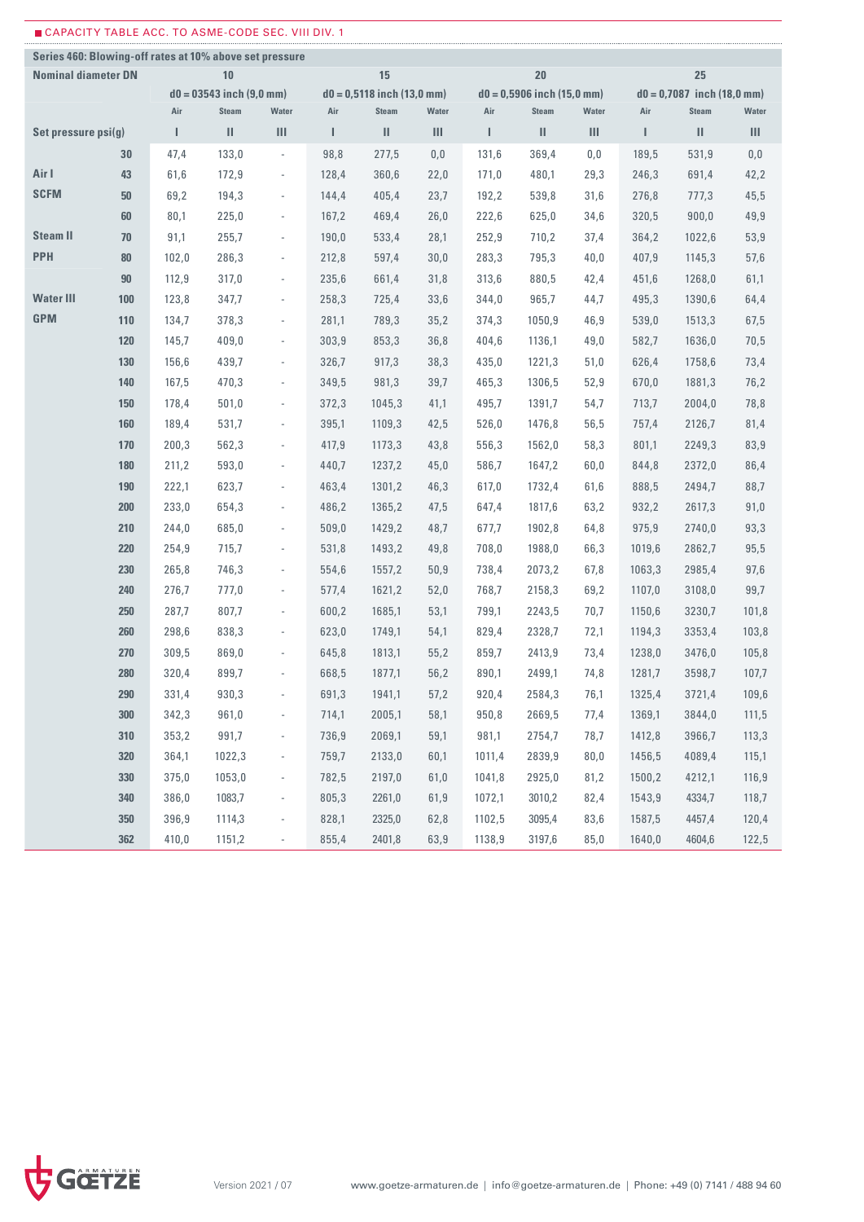CAPACITY TABLE ACC. TO ASME-CODE SEC. VIII DIV. 1

**Series 460: Blowing-off rates at 10% above set pressure**

| Nominal diameter DN | | 10 | | | 15 | | | 20 | | | 25 | | |
|---|---|---|---|---|---|---|---|---|---|---|---|---|---|
| | | d0 = 03543 inch (9,0 mm) | | | d0 = 0,5118 inch (13,0 mm) | | | d0 = 0,5906 inch (15,0 mm) | | | d0 = 0,7087 inch (18,0 mm) | | |
| | | Air | Steam | Water | Air | Steam | Water | Air | Steam | Water | Air | Steam | Water |
| Set pressure psi(g) | | I | II | III | I | II | III | I | II | III | I | II | III |
| | 30 | 47,4 | 133,0 | - | 98,8 | 277,5 | 0,0 | 131,6 | 369,4 | 0,0 | 189,5 | 531,9 | 0,0 |
| Air I | 43 | 61,6 | 172,9 | - | 128,4 | 360,6 | 22,0 | 171,0 | 480,1 | 29,3 | 246,3 | 691,4 | 42,2 |
| SCFM | 50 | 69,2 | 194,3 | - | 144,4 | 405,4 | 23,7 | 192,2 | 539,8 | 31,6 | 276,8 | 777,3 | 45,5 |
| | 60 | 80,1 | 225,0 | - | 167,2 | 469,4 | 26,0 | 222,6 | 625,0 | 34,6 | 320,5 | 900,0 | 49,9 |
| Steam II | 70 | 91,1 | 255,7 | - | 190,0 | 533,4 | 28,1 | 252,9 | 710,2 | 37,4 | 364,2 | 1022,6 | 53,9 |
| PPH | 80 | 102,0 | 286,3 | - | 212,8 | 597,4 | 30,0 | 283,3 | 795,3 | 40,0 | 407,9 | 1145,3 | 57,6 |
| | 90 | 112,9 | 317,0 | - | 235,6 | 661,4 | 31,8 | 313,6 | 880,5 | 42,4 | 451,6 | 1268,0 | 61,1 |
| Water III | 100 | 123,8 | 347,7 | - | 258,3 | 725,4 | 33,6 | 344,0 | 965,7 | 44,7 | 495,3 | 1390,6 | 64,4 |
| GPM | 110 | 134,7 | 378,3 | - | 281,1 | 789,3 | 35,2 | 374,3 | 1050,9 | 46,9 | 539,0 | 1513,3 | 67,5 |
| | 120 | 145,7 | 409,0 | - | 303,9 | 853,3 | 36,8 | 404,6 | 1136,1 | 49,0 | 582,7 | 1636,0 | 70,5 |
| | 130 | 156,6 | 439,7 | - | 326,7 | 917,3 | 38,3 | 435,0 | 1221,3 | 51,0 | 626,4 | 1758,6 | 73,4 |
| | 140 | 167,5 | 470,3 | - | 349,5 | 981,3 | 39,7 | 465,3 | 1306,5 | 52,9 | 670,0 | 1881,3 | 76,2 |
| | 150 | 178,4 | 501,0 | - | 372,3 | 1045,3 | 41,1 | 495,7 | 1391,7 | 54,7 | 713,7 | 2004,0 | 78,8 |
| | 160 | 189,4 | 531,7 | - | 395,1 | 1109,3 | 42,5 | 526,0 | 1476,8 | 56,5 | 757,4 | 2126,7 | 81,4 |
| | 170 | 200,3 | 562,3 | - | 417,9 | 1173,3 | 43,8 | 556,3 | 1562,0 | 58,3 | 801,1 | 2249,3 | 83,9 |
| | 180 | 211,2 | 593,0 | - | 440,7 | 1237,2 | 45,0 | 586,7 | 1647,2 | 60,0 | 844,8 | 2372,0 | 86,4 |
| | 190 | 222,1 | 623,7 | - | 463,4 | 1301,2 | 46,3 | 617,0 | 1732,4 | 61,6 | 888,5 | 2494,7 | 88,7 |
| | 200 | 233,0 | 654,3 | - | 486,2 | 1365,2 | 47,5 | 647,4 | 1817,6 | 63,2 | 932,2 | 2617,3 | 91,0 |
| | 210 | 244,0 | 685,0 | - | 509,0 | 1429,2 | 48,7 | 677,7 | 1902,8 | 64,8 | 975,9 | 2740,0 | 93,3 |
| | 220 | 254,9 | 715,7 | - | 531,8 | 1493,2 | 49,8 | 708,0 | 1988,0 | 66,3 | 1019,6 | 2862,7 | 95,5 |
| | 230 | 265,8 | 746,3 | - | 554,6 | 1557,2 | 50,9 | 738,4 | 2073,2 | 67,8 | 1063,3 | 2985,4 | 97,6 |
| | 240 | 276,7 | 777,0 | - | 577,4 | 1621,2 | 52,0 | 768,7 | 2158,3 | 69,2 | 1107,0 | 3108,0 | 99,7 |
| | 250 | 287,7 | 807,7 | - | 600,2 | 1685,1 | 53,1 | 799,1 | 2243,5 | 70,7 | 1150,6 | 3230,7 | 101,8 |
| | 260 | 298,6 | 838,3 | - | 623,0 | 1749,1 | 54,1 | 829,4 | 2328,7 | 72,1 | 1194,3 | 3353,4 | 103,8 |
| | 270 | 309,5 | 869,0 | - | 645,8 | 1813,1 | 55,2 | 859,7 | 2413,9 | 73,4 | 1238,0 | 3476,0 | 105,8 |
| | 280 | 320,4 | 899,7 | - | 668,5 | 1877,1 | 56,2 | 890,1 | 2499,1 | 74,8 | 1281,7 | 3598,7 | 107,7 |
| | 290 | 331,4 | 930,3 | - | 691,3 | 1941,1 | 57,2 | 920,4 | 2584,3 | 76,1 | 1325,4 | 3721,4 | 109,6 |
| | 300 | 342,3 | 961,0 | - | 714,1 | 2005,1 | 58,1 | 950,8 | 2669,5 | 77,4 | 1369,1 | 3844,0 | 111,5 |
| | 310 | 353,2 | 991,7 | - | 736,9 | 2069,1 | 59,1 | 981,1 | 2754,7 | 78,7 | 1412,8 | 3966,7 | 113,3 |
| | 320 | 364,1 | 1022,3 | - | 759,7 | 2133,0 | 60,1 | 1011,4 | 2839,9 | 80,0 | 1456,5 | 4089,4 | 115,1 |
| | 330 | 375,0 | 1053,0 | - | 782,5 | 2197,0 | 61,0 | 1041,8 | 2925,0 | 81,2 | 1500,2 | 4212,1 | 116,9 |
| | 340 | 386,0 | 1083,7 | - | 805,3 | 2261,0 | 61,9 | 1072,1 | 3010,2 | 82,4 | 1543,9 | 4334,7 | 118,7 |
| | 350 | 396,9 | 1114,3 | - | 828,1 | 2325,0 | 62,8 | 1102,5 | 3095,4 | 83,6 | 1587,5 | 4457,4 | 120,4 |
| | 362 | 410,0 | 1151,2 | - | 855,4 | 2401,8 | 63,9 | 1138,9 | 3197,6 | 85,0 | 1640,0 | 4604,6 | 122,5 |